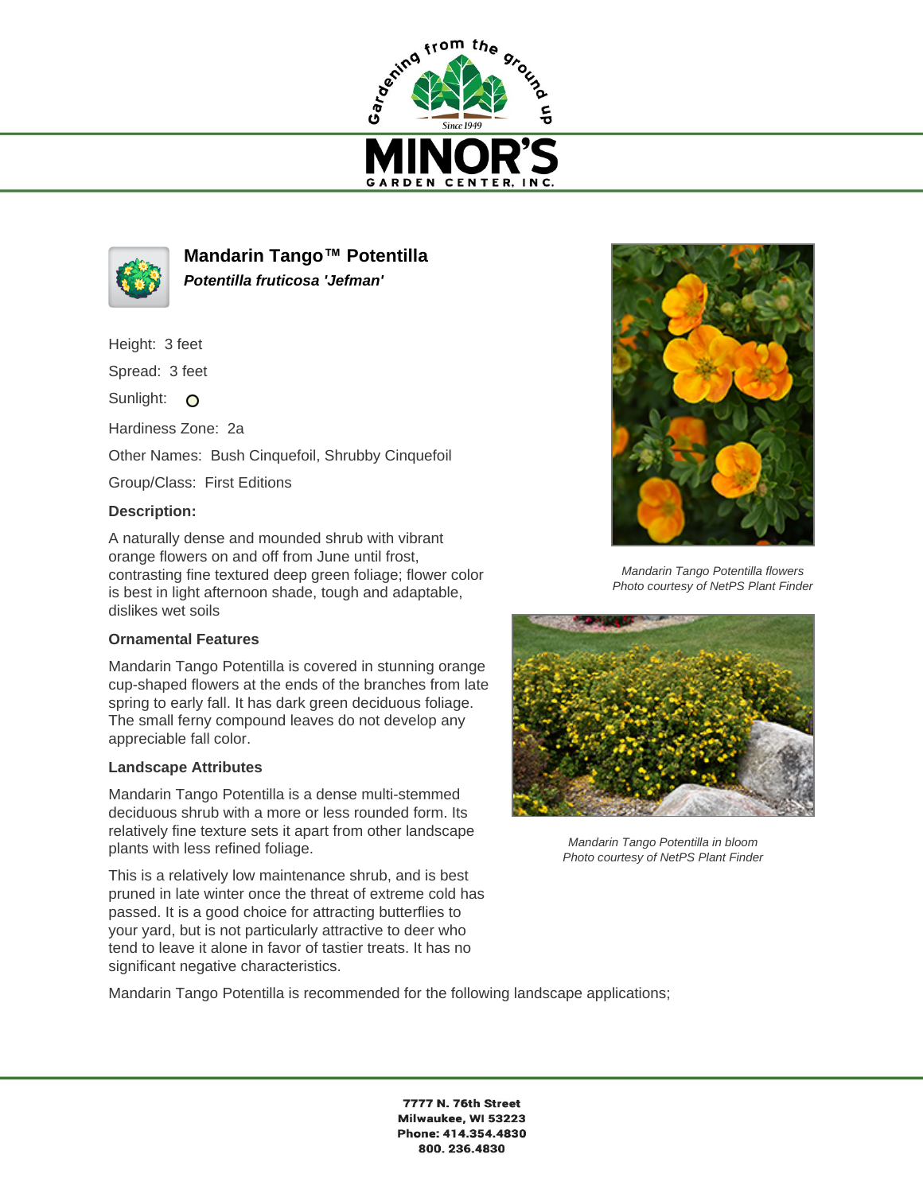# Mandarin Tango™ Potentilla

***Potentilla fruticosa 'Jefman'***

Height: 3 feet

Spread: 3 feet

Sunlight: O

Hardiness Zone: 2a

Other Names: Bush Cinquefoil, Shrubby Cinquefoil

Group/Class: First Editions

### Description:

A naturally dense and mounded shrub with vibrant orange flowers on and off from June until frost, contrasting fine textured deep green foliage; flower color is best in light afternoon shade, tough and adaptable, dislikes wet soils

### Ornamental Features

Mandarin Tango Potentilla is covered in stunning orange cup-shaped flowers at the ends of the branches from late spring to early fall. It has dark green deciduous foliage. The small ferny compound leaves do not develop any appreciable fall color.

### Landscape Attributes

Mandarin Tango Potentilla is a dense multi-stemmed deciduous shrub with a more or less rounded form. Its relatively fine texture sets it apart from other landscape plants with less refined foliage.

This is a relatively low maintenance shrub, and is best pruned in late winter once the threat of extreme cold has passed. It is a good choice for attracting butterflies to your yard, but is not particularly attractive to deer who tend to leave it alone in favor of tastier treats. It has no significant negative characteristics.

*Mandarin Tango Potentilla flowers*
*Photo courtesy of NetPS Plant Finder*

*Mandarin Tango Potentilla in bloom*
*Photo courtesy of NetPS Plant Finder*

Mandarin Tango Potentilla is recommended for the following landscape applications;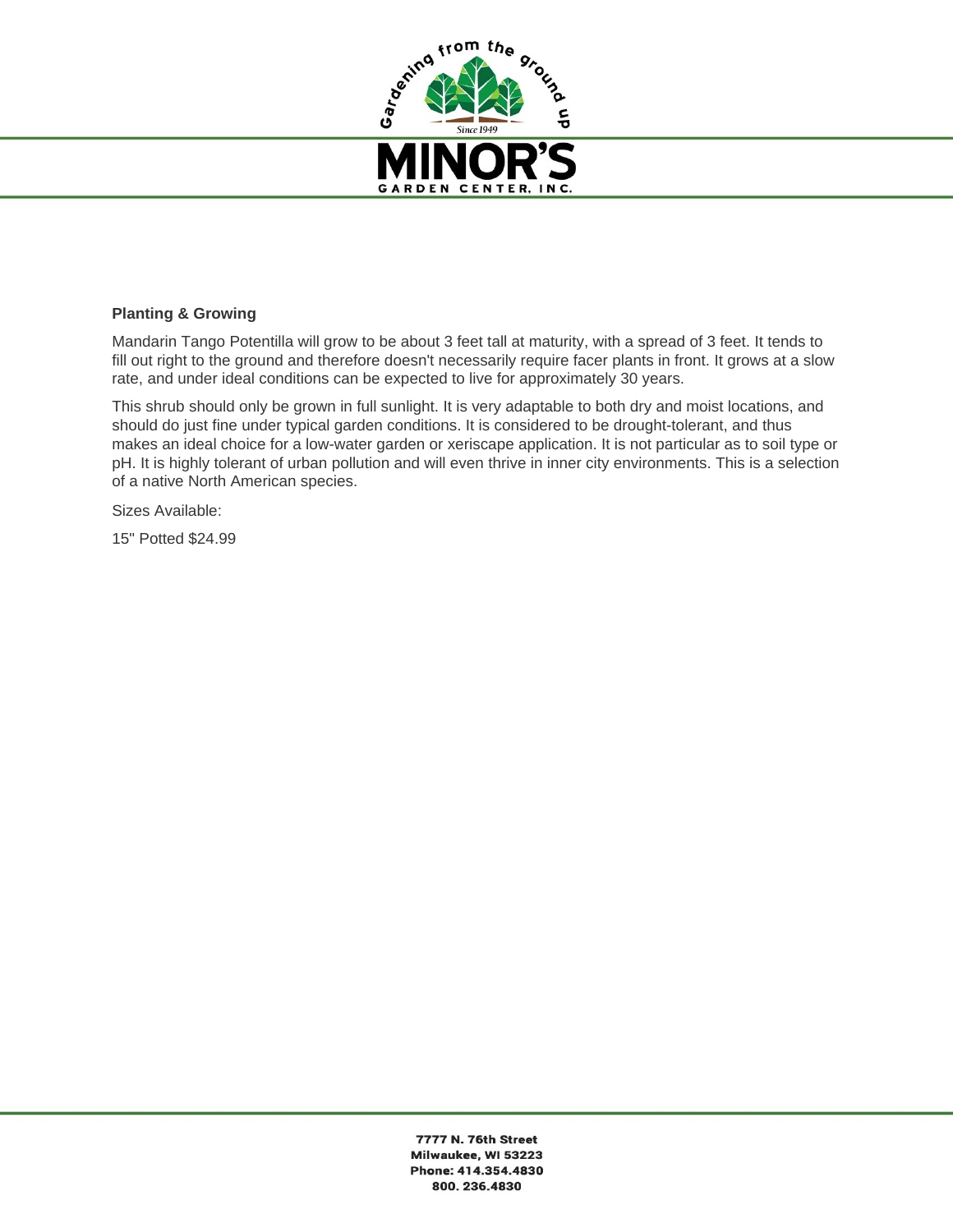**Planting & Growing**

Mandarin Tango Potentilla will grow to be about 3 feet tall at maturity, with a spread of 3 feet. It tends to fill out right to the ground and therefore doesn't necessarily require facer plants in front. It grows at a slow rate, and under ideal conditions can be expected to live for approximately 30 years.

This shrub should only be grown in full sunlight. It is very adaptable to both dry and moist locations, and should do just fine under typical garden conditions. It is considered to be drought-tolerant, and thus makes an ideal choice for a low-water garden or xeriscape application. It is not particular as to soil type or pH. It is highly tolerant of urban pollution and will even thrive in inner city environments. This is a selection of a native North American species.

Sizes Available:

15" Potted $24.99